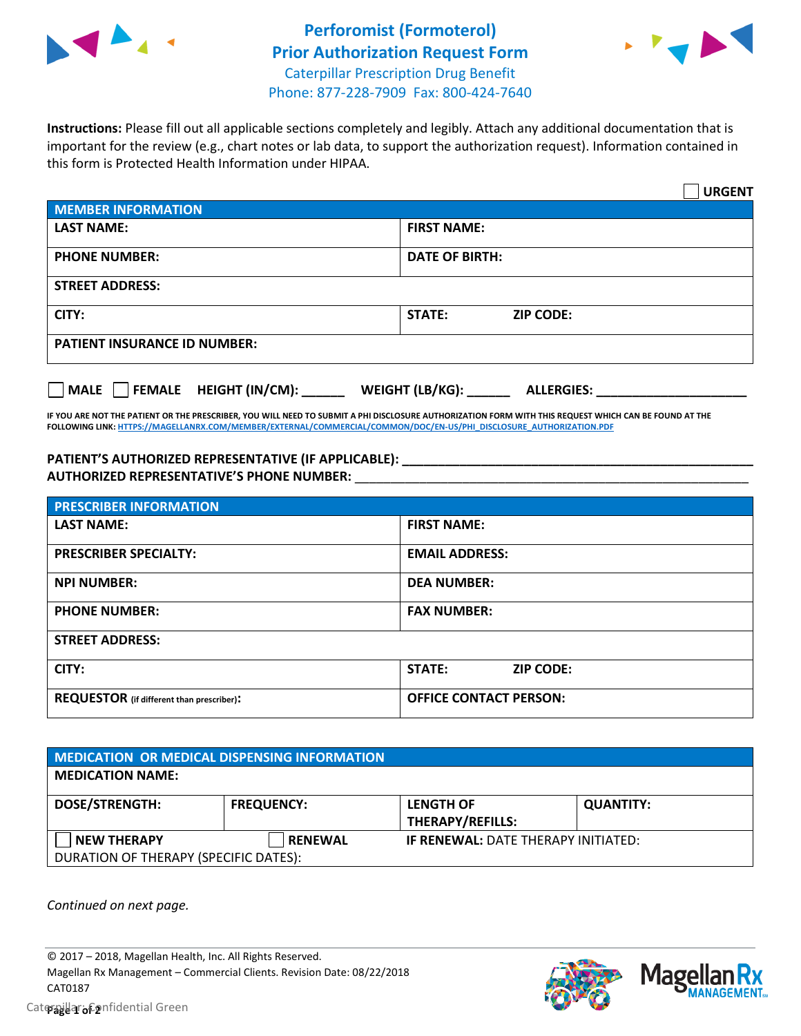# Perforomist (Formoterol) Prior Authorization Request Form

Caterpillar Prescription Drug Benefit
Phone: 877-228-7909 Fax: 800-424-7640

**Instructions:** Please fill out all applicable sections completely and legibly. Attach any additional documentation that is important for the review (e.g., chart notes or lab data, to support the authorization request). Information contained in this form is Protected Health Information under HIPAA.

☐ **URGENT**

| **MEMBER INFORMATION** | |
|---|---|
| **LAST NAME:** | **FIRST NAME:** |
| **PHONE NUMBER:** | **DATE OF BIRTH:** |
| **STREET ADDRESS:** | |
| **CITY:** | **STATE:** **ZIP CODE:** |
| **PATIENT INSURANCE ID NUMBER:** | |

☐ **MALE** ☐ **FEMALE** **HEIGHT (IN/CM):** ______ **WEIGHT (LB/KG):** ______ **ALLERGIES:** ____________________

**IF YOU ARE NOT THE PATIENT OR THE PRESCRIBER, YOU WILL NEED TO SUBMIT A PHI DISCLOSURE AUTHORIZATION FORM WITH THIS REQUEST WHICH CAN BE FOUND AT THE FOLLOWING LINK:** HTTPS://MAGELLANRX.COM/MEMBER/EXTERNAL/COMMERCIAL/COMMON/DOC/EN-US/PHI_DISCLOSURE_AUTHORIZATION.PDF

**PATIENT'S AUTHORIZED REPRESENTATIVE (IF APPLICABLE):** ____________________________________________
**AUTHORIZED REPRESENTATIVE'S PHONE NUMBER:** ____________________________________________

| **PRESCRIBER INFORMATION** | |
|---|---|
| **LAST NAME:** | **FIRST NAME:** |
| **PRESCRIBER SPECIALTY:** | **EMAIL ADDRESS:** |
| **NPI NUMBER:** | **DEA NUMBER:** |
| **PHONE NUMBER:** | **FAX NUMBER:** |
| **STREET ADDRESS:** | |
| **CITY:** | **STATE:** **ZIP CODE:** |
| **REQUESTOR** (if different than prescriber): | **OFFICE CONTACT PERSON:** |

| **MEDICATION OR MEDICAL DISPENSING INFORMATION** | | | |
|---|---|---|---|
| **MEDICATION NAME:** | | | |
| **DOSE/STRENGTH:** | **FREQUENCY:** | **LENGTH OF THERAPY/REFILLS:** | **QUANTITY:** |
| ☐ **NEW THERAPY** | ☐ **RENEWAL** | **IF RENEWAL:** DATE THERAPY INITIATED: | |
| DURATION OF THERAPY (SPECIFIC DATES): | | | |

*Continued on next page.*

© 2017 – 2018, Magellan Health, Inc. All Rights Reserved.
Magellan Rx Management – Commercial Clients. Revision Date: 08/22/2018
CAT0187
Caterpillar: Confidential Green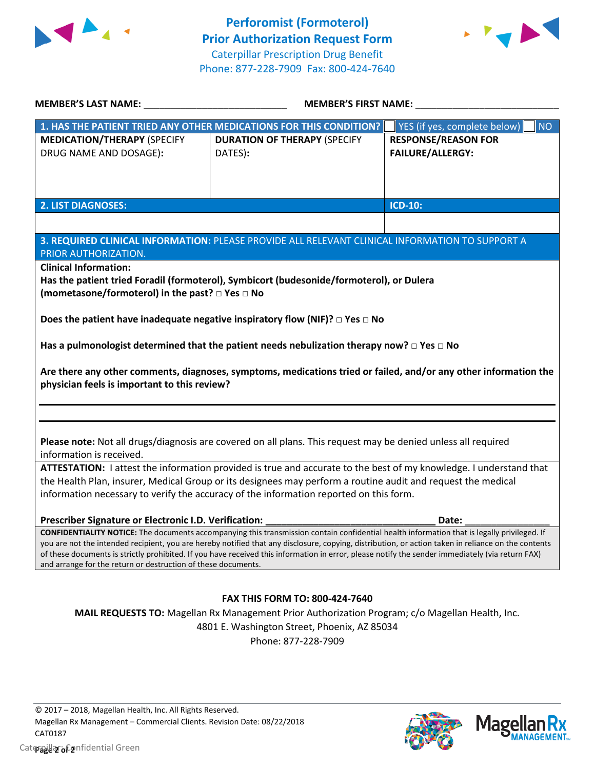# Perforomist (Formoterol)
## Prior Authorization Request Form

Caterpillar Prescription Drug Benefit
Phone: 877-228-7909 Fax: 800-424-7640

**MEMBER'S LAST NAME:** ___________________________ **MEMBER'S FIRST NAME:** ___________________________

| **1. HAS THE PATIENT TRIED ANY OTHER MEDICATIONS FOR THIS CONDITION?** | | ☐ YES (if yes, complete below) ☐ NO |
|---|---|---|
| **MEDICATION/THERAPY** (SPECIFY DRUG NAME AND DOSAGE): | **DURATION OF THERAPY** (SPECIFY DATES): | **RESPONSE/REASON FOR FAILURE/ALLERGY:** |
| | | |

| **2. LIST DIAGNOSES:** | **ICD-10:** |
|---|---|
| | |

**3. REQUIRED CLINICAL INFORMATION:** PLEASE PROVIDE ALL RELEVANT CLINICAL INFORMATION TO SUPPORT A PRIOR AUTHORIZATION.

**Clinical Information:**

**Has the patient tried Foradil (formoterol), Symbicort (budesonide/formoterol), or Dulera (mometasone/formoterol) in the past? □ Yes □ No**

**Does the patient have inadequate negative inspiratory flow (NIF)? □ Yes □ No**

**Has a pulmonologist determined that the patient needs nebulization therapy now? □ Yes □ No**

**Are there any other comments, diagnoses, symptoms, medications tried or failed, and/or any other information the physician feels is important to this review?**

_______________________________________________________________________________

_______________________________________________________________________________

**Please note:** Not all drugs/diagnosis are covered on all plans. This request may be denied unless all required information is received.

**ATTESTATION:** I attest the information provided is true and accurate to the best of my knowledge. I understand that the Health Plan, insurer, Medical Group or its designees may perform a routine audit and request the medical information necessary to verify the accuracy of the information reported on this form.

**Prescriber Signature or Electronic I.D. Verification:** ________________________________ **Date:** ________________

**CONFIDENTIALITY NOTICE:** The documents accompanying this transmission contain confidential health information that is legally privileged. If you are not the intended recipient, you are hereby notified that any disclosure, copying, distribution, or action taken in reliance on the contents of these documents is strictly prohibited. If you have received this information in error, please notify the sender immediately (via return FAX) and arrange for the return or destruction of these documents.

**FAX THIS FORM TO: 800-424-7640**

**MAIL REQUESTS TO:** Magellan Rx Management Prior Authorization Program; c/o Magellan Health, Inc.
4801 E. Washington Street, Phoenix, AZ 85034
Phone: 877-228-7909

© 2017 – 2018, Magellan Health, Inc. All Rights Reserved.
Magellan Rx Management – Commercial Clients. Revision Date: 08/22/2018
CAT0187

Caterpillar: Confidential Green